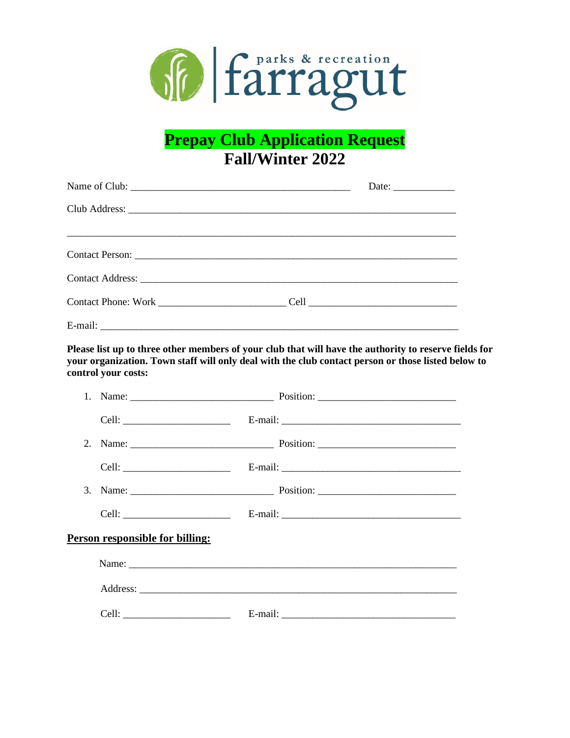parks & recreation farragut

# Prepay Club Application Request
## Fall/Winter 2022

Name of Club: ___________________________________________ Date: ____________

Club Address: ________________________________________________________________

______________________________________________________________________________

Contact Person: _______________________________________________________________

Contact Address: ______________________________________________________________

Contact Phone: Work _________________________ Cell _____________________________

E-mail: ______________________________________________________________________

**Please list up to three other members of your club that will have the authority to reserve fields for your organization. Town staff will only deal with the club contact person or those listed below to control your costs:**

1. Name: ____________________________ Position: ___________________________

   Cell: _____________________ E-mail: ___________________________________

2. Name: ____________________________ Position: ___________________________

   Cell: _____________________ E-mail: ___________________________________

3. Name: ____________________________ Position: ___________________________

   Cell: _____________________ E-mail: ___________________________________

**Person responsible for billing:**

Name: _______________________________________________________________

Address: _____________________________________________________________

Cell: _____________________ E-mail: __________________________________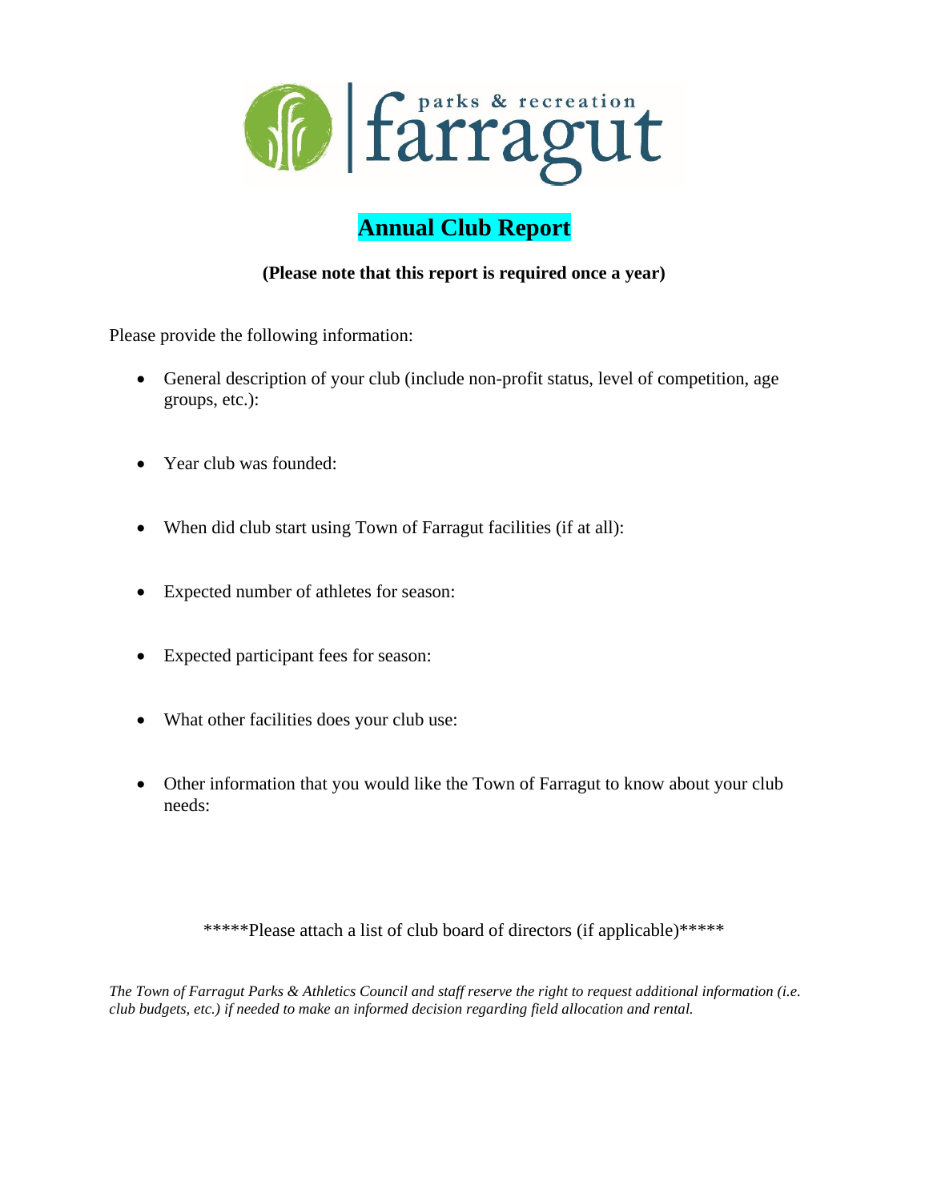farragut parks & recreation

# Annual Club Report

**(Please note that this report is required once a year)**

Please provide the following information:

- General description of your club (include non-profit status, level of competition, age groups, etc.):
- Year club was founded:
- When did club start using Town of Farragut facilities (if at all):
- Expected number of athletes for season:
- Expected participant fees for season:
- What other facilities does your club use:
- Other information that you would like the Town of Farragut to know about your club needs:

*****Please attach a list of club board of directors (if applicable)*****

*The Town of Farragut Parks & Athletics Council and staff reserve the right to request additional information (i.e. club budgets, etc.) if needed to make an informed decision regarding field allocation and rental.*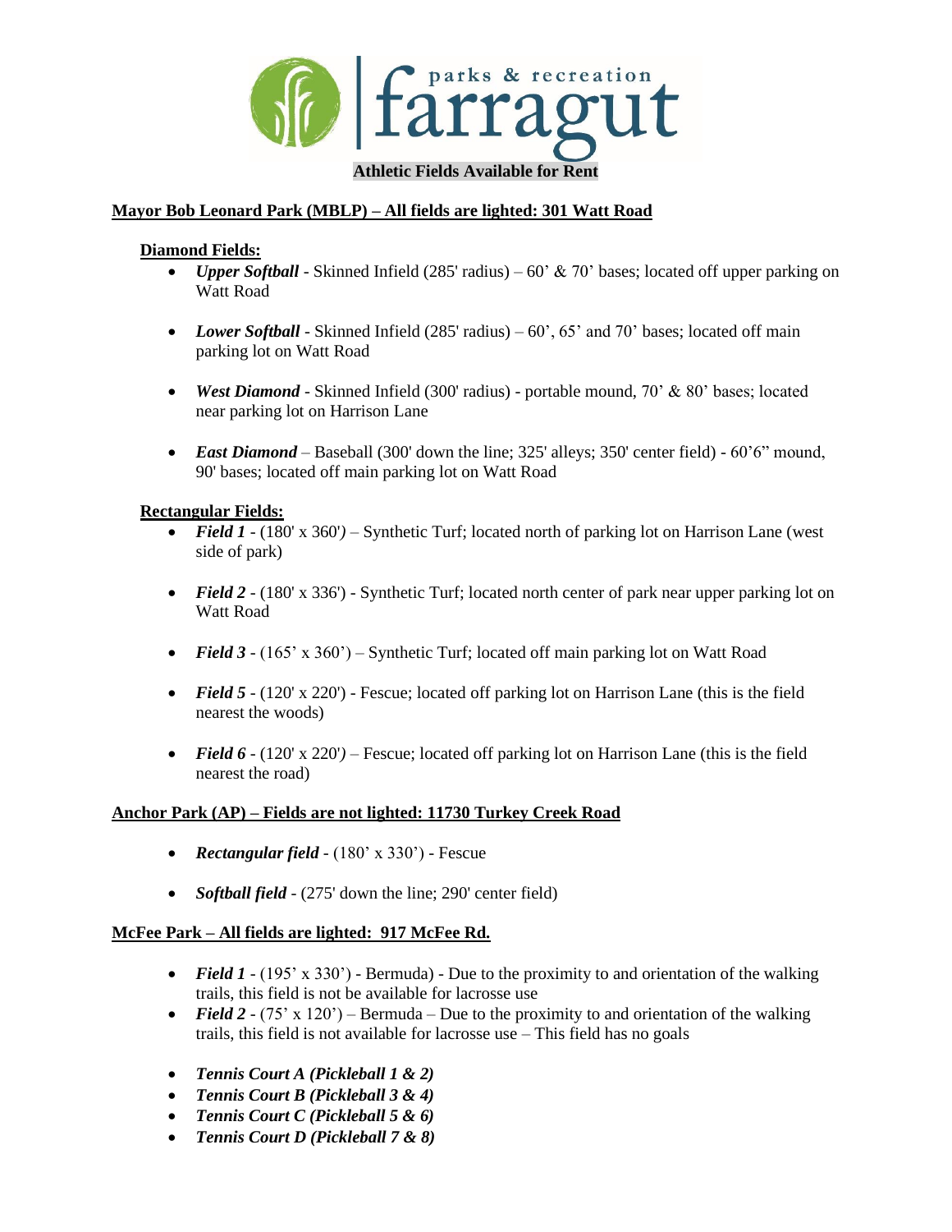# farragut parks & recreation

**Athletic Fields Available for Rent**

## Mayor Bob Leonard Park (MBLP) – All fields are lighted: 301 Watt Road

### Diamond Fields:

- ***Upper Softball*** - Skinned Infield (285' radius) – 60' & 70' bases; located off upper parking on Watt Road
- ***Lower Softball*** - Skinned Infield (285' radius) – 60', 65' and 70' bases; located off main parking lot on Watt Road
- ***West Diamond*** - Skinned Infield (300' radius) - portable mound, 70' & 80' bases; located near parking lot on Harrison Lane
- ***East Diamond*** – Baseball (300' down the line; 325' alleys; 350' center field) - 60'6" mound, 90' bases; located off main parking lot on Watt Road

### Rectangular Fields:

- ***Field 1*** - (180' x 360') – Synthetic Turf; located north of parking lot on Harrison Lane (west side of park)
- ***Field 2*** - (180' x 336') - Synthetic Turf; located north center of park near upper parking lot on Watt Road
- ***Field 3*** - (165' x 360') – Synthetic Turf; located off main parking lot on Watt Road
- ***Field 5*** - (120' x 220') - Fescue; located off parking lot on Harrison Lane (this is the field nearest the woods)
- ***Field 6*** - (120' x 220') – Fescue; located off parking lot on Harrison Lane (this is the field nearest the road)

## Anchor Park (AP) – Fields are not lighted: 11730 Turkey Creek Road

- ***Rectangular field*** - (180' x 330') - Fescue
- ***Softball field*** - (275' down the line; 290' center field)

## McFee Park – All fields are lighted: 917 McFee Rd.

- ***Field 1*** - (195' x 330') - Bermuda) - Due to the proximity to and orientation of the walking trails, this field is not be available for lacrosse use
- ***Field 2*** - (75' x 120') – Bermuda – Due to the proximity to and orientation of the walking trails, this field is not available for lacrosse use – This field has no goals
- ***Tennis Court A (Pickleball 1 & 2)***
- ***Tennis Court B (Pickleball 3 & 4)***
- ***Tennis Court C (Pickleball 5 & 6)***
- ***Tennis Court D (Pickleball 7 & 8)***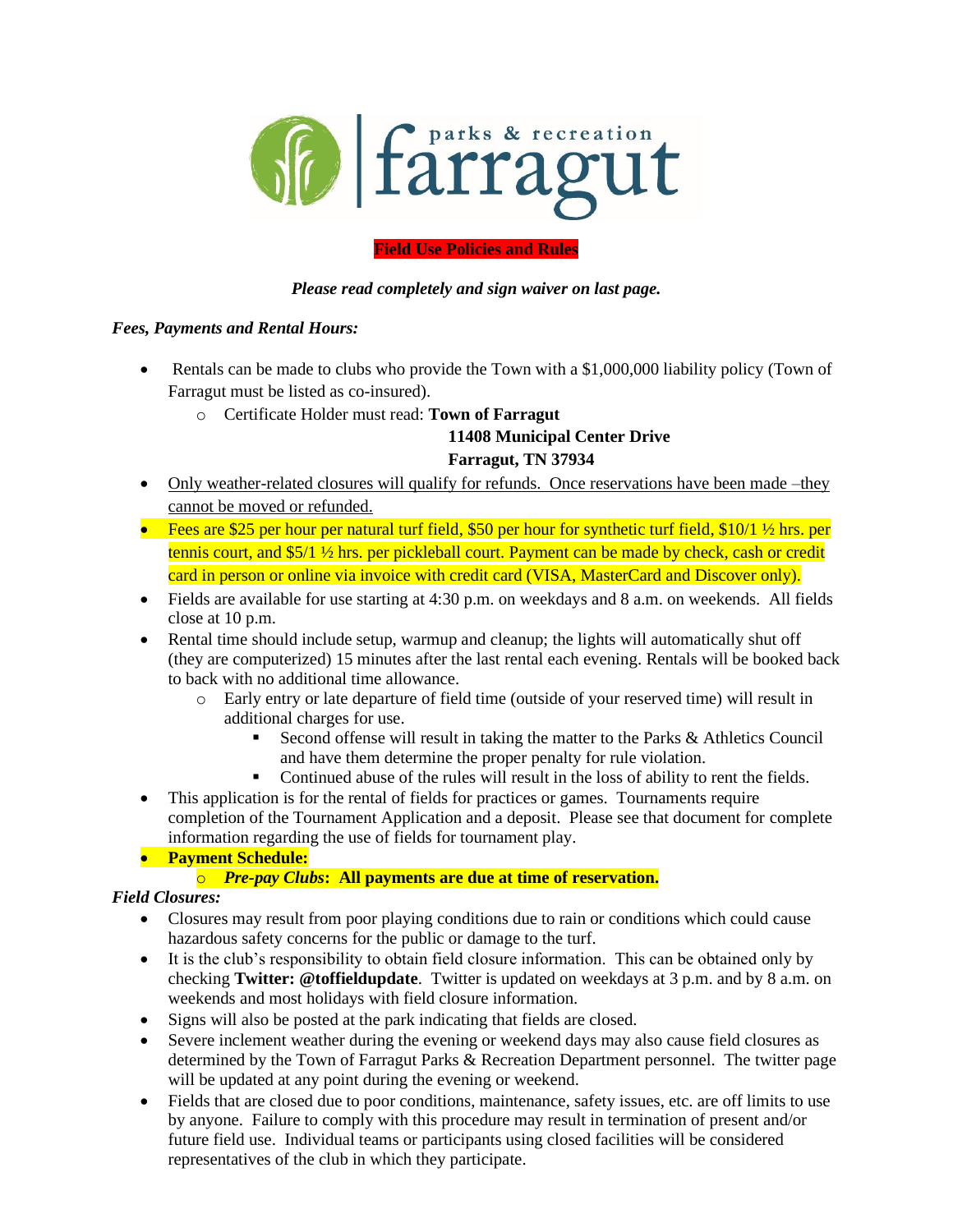parks & recreation **farragut**

**Field Use Policies and Rules**

***Please read completely and sign waiver on last page.***

***Fees, Payments and Rental Hours:***

- Rentals can be made to clubs who provide the Town with a $1,000,000 liability policy (Town of Farragut must be listed as co-insured).
  - Certificate Holder must read: **Town of Farragut**
    **11408 Municipal Center Drive**
    **Farragut, TN 37934**
- Only weather-related closures will qualify for refunds. Once reservations have been made –they cannot be moved or refunded.
- Fees are $25 per hour per natural turf field, $50 per hour for synthetic turf field, $10/1 ½ hrs. per tennis court, and $5/1 ½ hrs. per pickleball court. Payment can be made by check, cash or credit card in person or online via invoice with credit card (VISA, MasterCard and Discover only).
- Fields are available for use starting at 4:30 p.m. on weekdays and 8 a.m. on weekends. All fields close at 10 p.m.
- Rental time should include setup, warmup and cleanup; the lights will automatically shut off (they are computerized) 15 minutes after the last rental each evening. Rentals will be booked back to back with no additional time allowance.
  - Early entry or late departure of field time (outside of your reserved time) will result in additional charges for use.
    - Second offense will result in taking the matter to the Parks & Athletics Council and have them determine the proper penalty for rule violation.
    - Continued abuse of the rules will result in the loss of ability to rent the fields.
- This application is for the rental of fields for practices or games. Tournaments require completion of the Tournament Application and a deposit. Please see that document for complete information regarding the use of fields for tournament play.
- **Payment Schedule:**
  - ***Pre-pay Clubs*****: All payments are due at time of reservation.**

***Field Closures:***

- Closures may result from poor playing conditions due to rain or conditions which could cause hazardous safety concerns for the public or damage to the turf.
- It is the club's responsibility to obtain field closure information. This can be obtained only by checking **Twitter: @toffieldupdate**. Twitter is updated on weekdays at 3 p.m. and by 8 a.m. on weekends and most holidays with field closure information.
- Signs will also be posted at the park indicating that fields are closed.
- Severe inclement weather during the evening or weekend days may also cause field closures as determined by the Town of Farragut Parks & Recreation Department personnel. The twitter page will be updated at any point during the evening or weekend.
- Fields that are closed due to poor conditions, maintenance, safety issues, etc. are off limits to use by anyone. Failure to comply with this procedure may result in termination of present and/or future field use. Individual teams or participants using closed facilities will be considered representatives of the club in which they participate.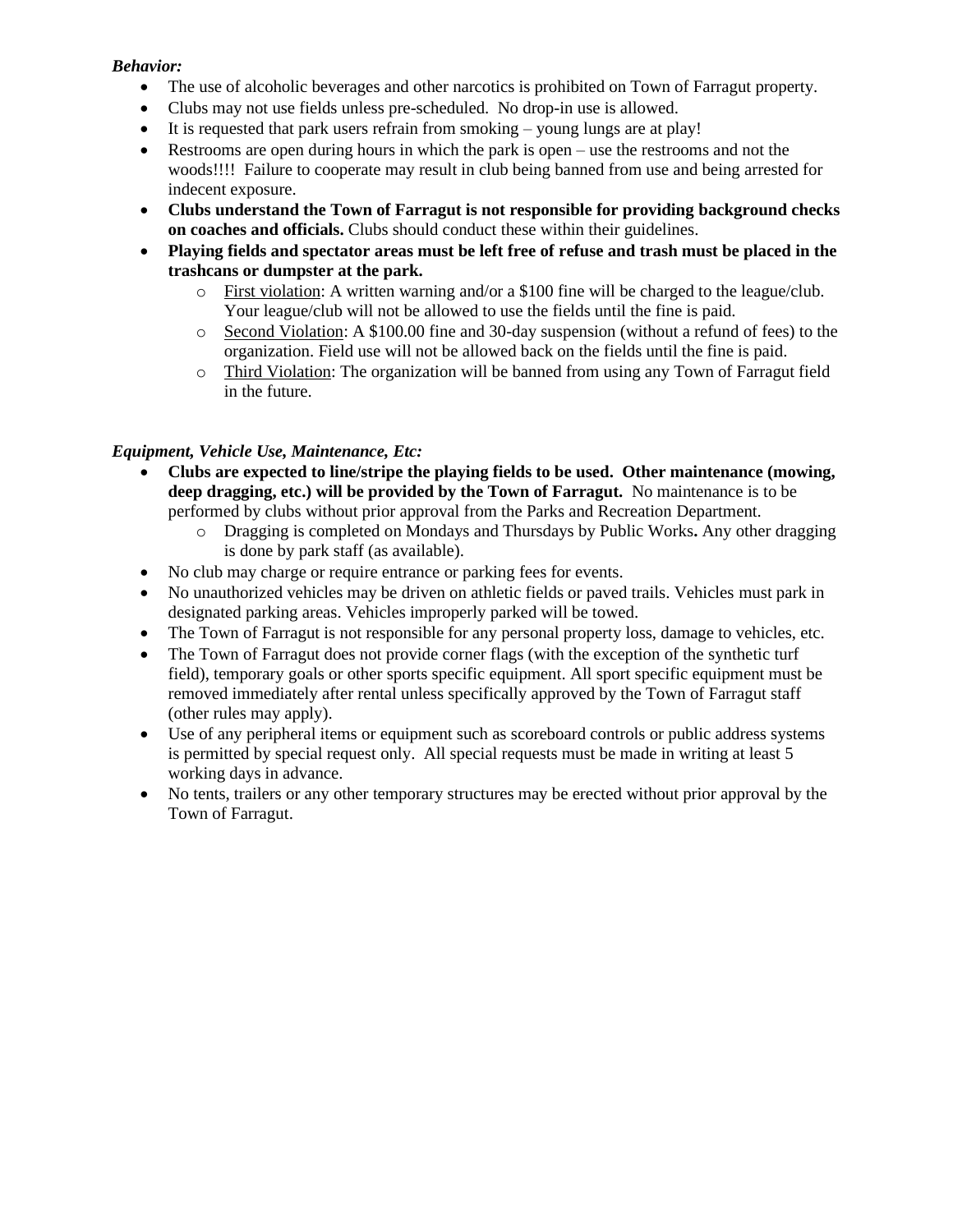***Behavior:***

- The use of alcoholic beverages and other narcotics is prohibited on Town of Farragut property.
- Clubs may not use fields unless pre-scheduled. No drop-in use is allowed.
- It is requested that park users refrain from smoking – young lungs are at play!
- Restrooms are open during hours in which the park is open – use the restrooms and not the woods!!!! Failure to cooperate may result in club being banned from use and being arrested for indecent exposure.
- **Clubs understand the Town of Farragut is not responsible for providing background checks on coaches and officials.** Clubs should conduct these within their guidelines.
- **Playing fields and spectator areas must be left free of refuse and trash must be placed in the trashcans or dumpster at the park.**
    - First violation: A written warning and/or a $100 fine will be charged to the league/club. Your league/club will not be allowed to use the fields until the fine is paid.
    - Second Violation: A $100.00 fine and 30-day suspension (without a refund of fees) to the organization. Field use will not be allowed back on the fields until the fine is paid.
    - Third Violation: The organization will be banned from using any Town of Farragut field in the future.

***Equipment, Vehicle Use, Maintenance, Etc:***

- **Clubs are expected to line/stripe the playing fields to be used. Other maintenance (mowing, deep dragging, etc.) will be provided by the Town of Farragut.** No maintenance is to be performed by clubs without prior approval from the Parks and Recreation Department.
    - Dragging is completed on Mondays and Thursdays by Public Works**.** Any other dragging is done by park staff (as available).
- No club may charge or require entrance or parking fees for events.
- No unauthorized vehicles may be driven on athletic fields or paved trails. Vehicles must park in designated parking areas. Vehicles improperly parked will be towed.
- The Town of Farragut is not responsible for any personal property loss, damage to vehicles, etc.
- The Town of Farragut does not provide corner flags (with the exception of the synthetic turf field), temporary goals or other sports specific equipment. All sport specific equipment must be removed immediately after rental unless specifically approved by the Town of Farragut staff (other rules may apply).
- Use of any peripheral items or equipment such as scoreboard controls or public address systems is permitted by special request only. All special requests must be made in writing at least 5 working days in advance.
- No tents, trailers or any other temporary structures may be erected without prior approval by the Town of Farragut.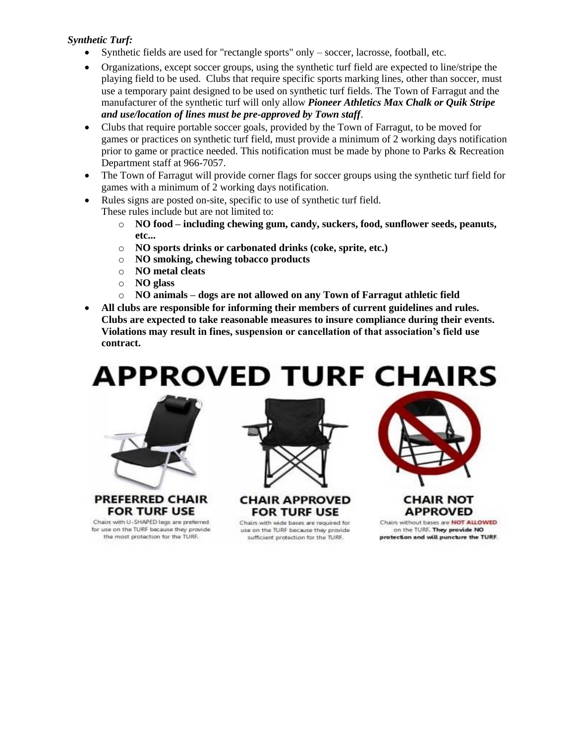***Synthetic Turf:***

- Synthetic fields are used for "rectangle sports" only – soccer, lacrosse, football, etc.
- Organizations, except soccer groups, using the synthetic turf field are expected to line/stripe the playing field to be used. Clubs that require specific sports marking lines, other than soccer, must use a temporary paint designed to be used on synthetic turf fields. The Town of Farragut and the manufacturer of the synthetic turf will only allow ***Pioneer Athletics Max Chalk or Quik Stripe and use/location of lines must be pre-approved by Town staff***.
- Clubs that require portable soccer goals, provided by the Town of Farragut, to be moved for games or practices on synthetic turf field, must provide a minimum of 2 working days notification prior to game or practice needed. This notification must be made by phone to Parks & Recreation Department staff at 966-7057.
- The Town of Farragut will provide corner flags for soccer groups using the synthetic turf field for games with a minimum of 2 working days notification.
- Rules signs are posted on-site, specific to use of synthetic turf field.
  These rules include but are not limited to:
  - **NO food – including chewing gum, candy, suckers, food, sunflower seeds, peanuts, etc...**
  - **NO sports drinks or carbonated drinks (coke, sprite, etc.)**
  - **NO smoking, chewing tobacco products**
  - **NO metal cleats**
  - **NO glass**
  - **NO animals – dogs are not allowed on any Town of Farragut athletic field**
- **All clubs are responsible for informing their members of current guidelines and rules. Clubs are expected to take reasonable measures to insure compliance during their events. Violations may result in fines, suspension or cancellation of that association's field use contract.**

# APPROVED TURF CHAIRS

**PREFERRED CHAIR FOR TURF USE**

Chairs with U-SHAPED legs are preferred for use on the TURF because they provide the most protection for the TURF.

**CHAIR APPROVED FOR TURF USE**

Chairs with wide bases are required for use on the TURF because they provide sufficient protection for the TURF.

**CHAIR NOT APPROVED**

Chairs without bases are **NOT ALLOWED** on the TURF. **They provide NO protection and will puncture the TURF**.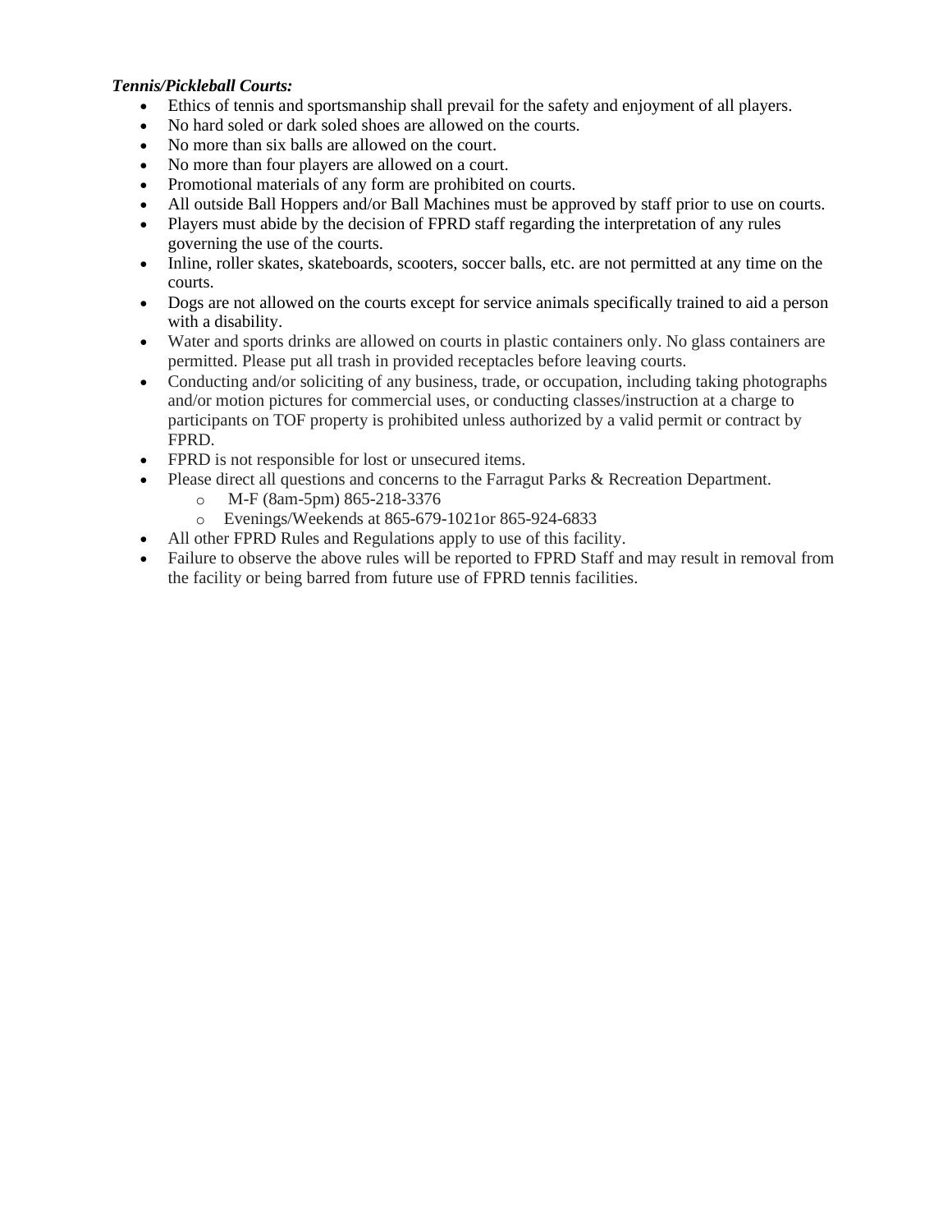***Tennis/Pickleball Courts:***

- Ethics of tennis and sportsmanship shall prevail for the safety and enjoyment of all players.
- No hard soled or dark soled shoes are allowed on the courts.
- No more than six balls are allowed on the court.
- No more than four players are allowed on a court.
- Promotional materials of any form are prohibited on courts.
- All outside Ball Hoppers and/or Ball Machines must be approved by staff prior to use on courts.
- Players must abide by the decision of FPRD staff regarding the interpretation of any rules governing the use of the courts.
- Inline, roller skates, skateboards, scooters, soccer balls, etc. are not permitted at any time on the courts.
- Dogs are not allowed on the courts except for service animals specifically trained to aid a person with a disability.
- Water and sports drinks are allowed on courts in plastic containers only. No glass containers are permitted. Please put all trash in provided receptacles before leaving courts.
- Conducting and/or soliciting of any business, trade, or occupation, including taking photographs and/or motion pictures for commercial uses, or conducting classes/instruction at a charge to participants on TOF property is prohibited unless authorized by a valid permit or contract by FPRD.
- FPRD is not responsible for lost or unsecured items.
- Please direct all questions and concerns to the Farragut Parks & Recreation Department.
  - M-F (8am-5pm) 865-218-3376
  - Evenings/Weekends at 865-679-1021or 865-924-6833
- All other FPRD Rules and Regulations apply to use of this facility.
- Failure to observe the above rules will be reported to FPRD Staff and may result in removal from the facility or being barred from future use of FPRD tennis facilities.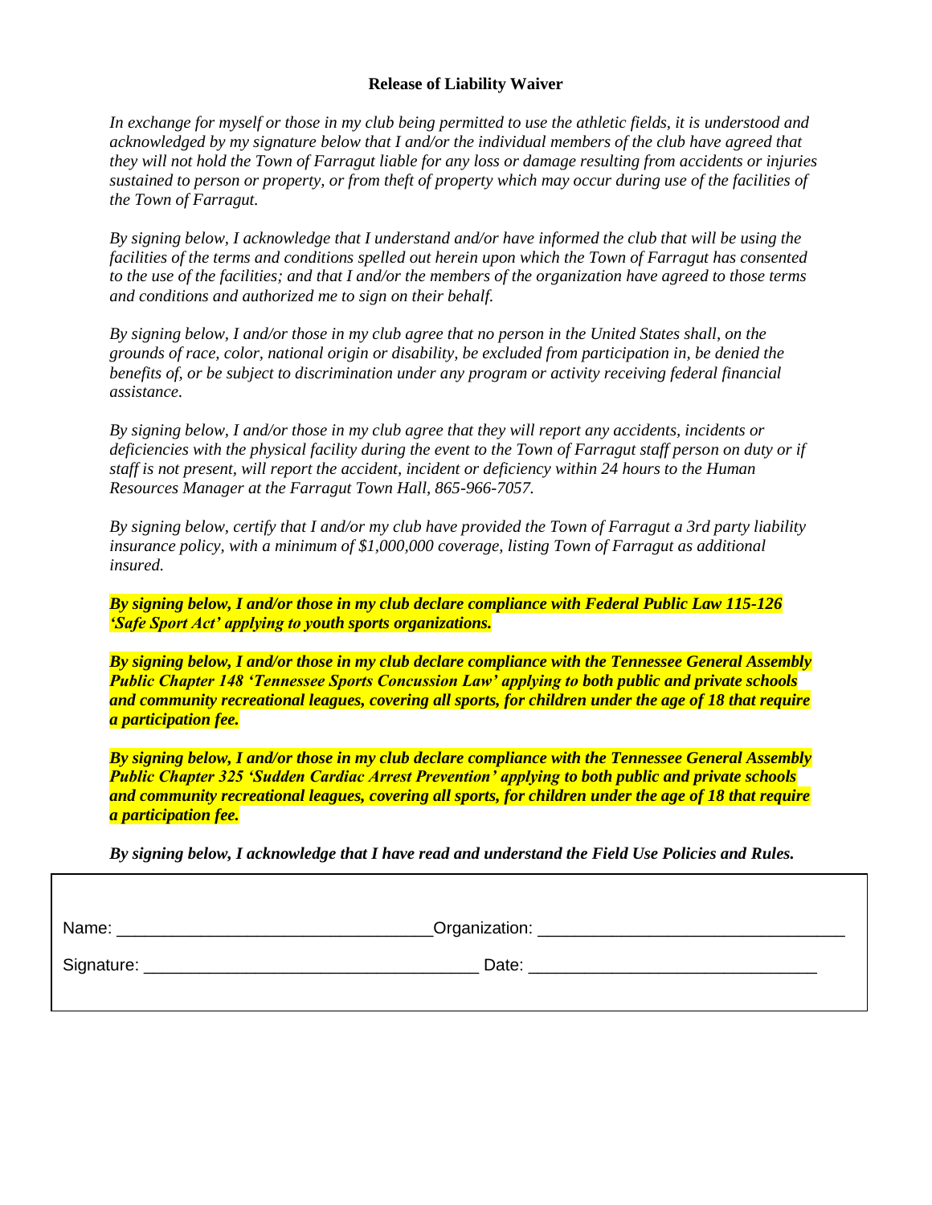**Release of Liability Waiver**

*In exchange for myself or those in my club being permitted to use the athletic fields, it is understood and acknowledged by my signature below that I and/or the individual members of the club have agreed that they will not hold the Town of Farragut liable for any loss or damage resulting from accidents or injuries sustained to person or property, or from theft of property which may occur during use of the facilities of the Town of Farragut.*

*By signing below, I acknowledge that I understand and/or have informed the club that will be using the facilities of the terms and conditions spelled out herein upon which the Town of Farragut has consented to the use of the facilities; and that I and/or the members of the organization have agreed to those terms and conditions and authorized me to sign on their behalf.*

*By signing below, I and/or those in my club agree that no person in the United States shall, on the grounds of race, color, national origin or disability, be excluded from participation in, be denied the benefits of, or be subject to discrimination under any program or activity receiving federal financial assistance.*

*By signing below, I and/or those in my club agree that they will report any accidents, incidents or deficiencies with the physical facility during the event to the Town of Farragut staff person on duty or if staff is not present, will report the accident, incident or deficiency within 24 hours to the Human Resources Manager at the Farragut Town Hall, 865-966-7057.*

*By signing below, certify that I and/or my club have provided the Town of Farragut a 3rd party liability insurance policy, with a minimum of $1,000,000 coverage, listing Town of Farragut as additional insured.*

***By signing below, I and/or those in my club declare compliance with Federal Public Law 115-126 'Safe Sport Act' applying to youth sports organizations.***

***By signing below, I and/or those in my club declare compliance with the Tennessee General Assembly Public Chapter 148 'Tennessee Sports Concussion Law' applying to both public and private schools and community recreational leagues, covering all sports, for children under the age of 18 that require a participation fee.***

***By signing below, I and/or those in my club declare compliance with the Tennessee General Assembly Public Chapter 325 'Sudden Cardiac Arrest Prevention' applying to both public and private schools and community recreational leagues, covering all sports, for children under the age of 18 that require a participation fee.***

***By signing below, I acknowledge that I have read and understand the Field Use Policies and Rules.***

Name: ________________________________ Organization: ________________________________

Signature: ________________________________ Date: ____________________________